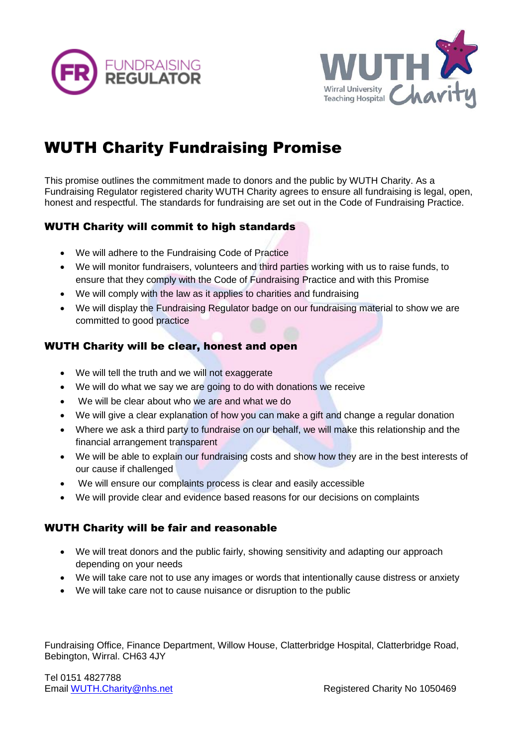# WUTH Charity Fundraising Promise

This promise outlines the commitment made to donors and the public by WUTH Charity. As a Fundraising Regulator registered charity WUTH Charity agrees to ensure all fundraising is legal, open, honest and respectful. The standards for fundraising are set out in the Code of Fundraising Practice.

### WUTH Charity will commit to high standards

- We will adhere to the Fundraising Code of Practice
- We will monitor fundraisers, volunteers and third parties working with us to raise funds, to ensure that they comply with the Code of Fundraising Practice and with this Promise
- We will comply with the law as it applies to charities and fundraising
- We will display the Fundraising Regulator badge on our fundraising material to show we are committed to good practice

### WUTH Charity will be clear, honest and open

- We will tell the truth and we will not exaggerate
- We will do what we say we are going to do with donations we receive
- We will be clear about who we are and what we do
- We will give a clear explanation of how you can make a gift and change a regular donation
- Where we ask a third party to fundraise on our behalf, we will make this relationship and the financial arrangement transparent
- We will be able to explain our fundraising costs and show how they are in the best interests of our cause if challenged
- We will ensure our complaints process is clear and easily accessible
- We will provide clear and evidence based reasons for our decisions on complaints

### WUTH Charity will be fair and reasonable

- We will treat donors and the public fairly, showing sensitivity and adapting our approach depending on your needs
- We will take care not to use any images or words that intentionally cause distress or anxiety
- We will take care not to cause nuisance or disruption to the public

Fundraising Office, Finance Department, Willow House, Clatterbridge Hospital, Clatterbridge Road, Bebington, Wirral. CH63 4JY

Tel 0151 4827788
Email WUTH.Charity@nhs.net

Registered Charity No 1050469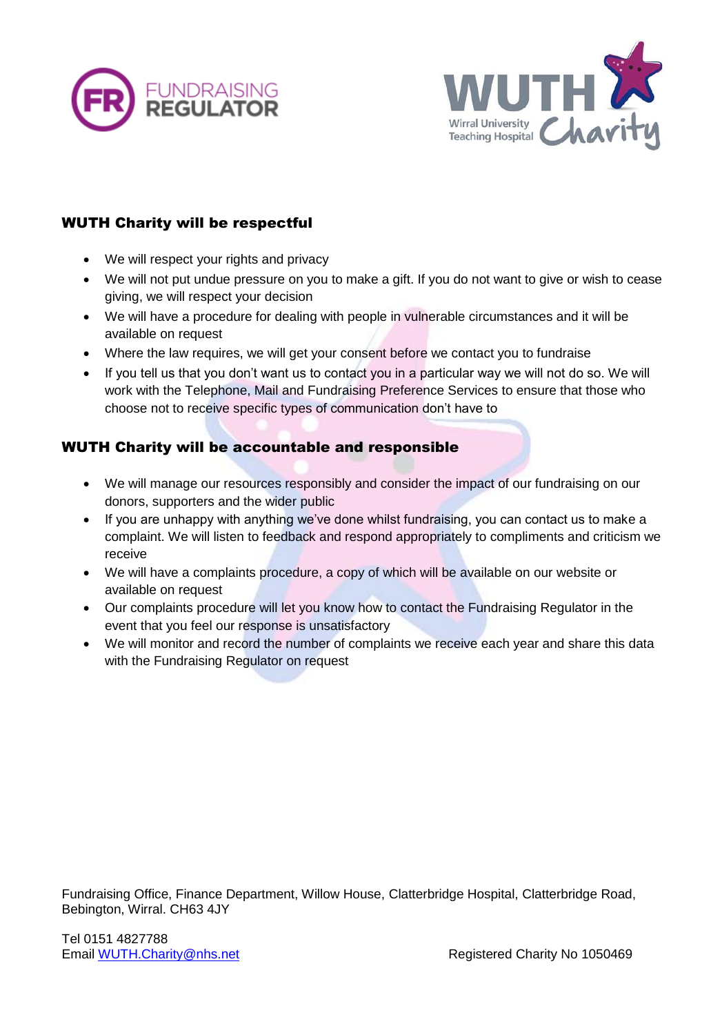## WUTH Charity will be respectful

- We will respect your rights and privacy
- We will not put undue pressure on you to make a gift. If you do not want to give or wish to cease giving, we will respect your decision
- We will have a procedure for dealing with people in vulnerable circumstances and it will be available on request
- Where the law requires, we will get your consent before we contact you to fundraise
- If you tell us that you don't want us to contact you in a particular way we will not do so. We will work with the Telephone, Mail and Fundraising Preference Services to ensure that those who choose not to receive specific types of communication don't have to

## WUTH Charity will be accountable and responsible

- We will manage our resources responsibly and consider the impact of our fundraising on our donors, supporters and the wider public
- If you are unhappy with anything we've done whilst fundraising, you can contact us to make a complaint. We will listen to feedback and respond appropriately to compliments and criticism we receive
- We will have a complaints procedure, a copy of which will be available on our website or available on request
- Our complaints procedure will let you know how to contact the Fundraising Regulator in the event that you feel our response is unsatisfactory
- We will monitor and record the number of complaints we receive each year and share this data with the Fundraising Regulator on request

Fundraising Office, Finance Department, Willow House, Clatterbridge Hospital, Clatterbridge Road, Bebington, Wirral. CH63 4JY

Tel 0151 4827788
Email WUTH.Charity@nhs.net

Registered Charity No 1050469